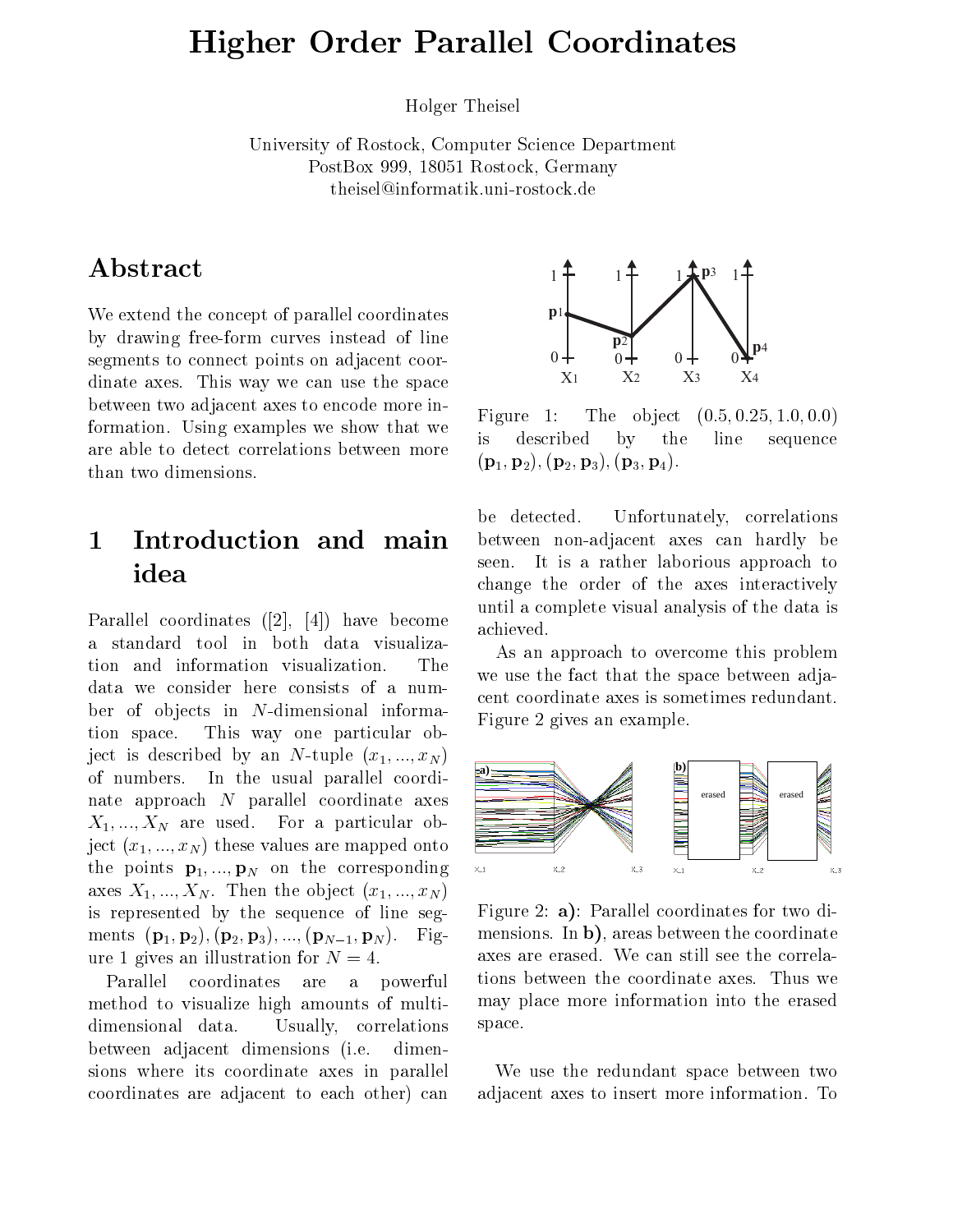# Higher Order Parallel Coordinates

Holger Theisel

University of Rostock, Computer Science Department
PostBox 999, 18051 Rostock, Germany
theisel@informatik.uni-rostock.de

## Abstract

We extend the concept of parallel coordinates by drawing free-form curves instead of line segments to connect points on adjacent coordinate axes. This way we can use the space between two adjacent axes to encode more information. Using examples we show that we are able to detect correlations between more than two dimensions.

## 1 Introduction and main idea

Parallel coordinates ([2], [4]) have become a standard tool in both data visualization and information visualization. The data we consider here consists of a number of objects in $N$-dimensional information space. This way one particular object is described by an $N$-tuple $(x_1, ..., x_N)$ of numbers. In the usual parallel coordinate approach $N$ parallel coordinate axes $X_1, ..., X_N$ are used. For a particular object $(x_1, ..., x_N)$ these values are mapped onto the points $\mathbf{p}_1, ..., \mathbf{p}_N$ on the corresponding axes $X_1, ..., X_N$. Then the object $(x_1, ..., x_N)$ is represented by the sequence of line segments $(\mathbf{p}_1, \mathbf{p}_2), (\mathbf{p}_2, \mathbf{p}_3), ..., (\mathbf{p}_{N-1}, \mathbf{p}_N)$. Figure 1 gives an illustration for $N = 4$.

Figure 1: The object $(0.5, 0.25, 1.0, 0.0)$ is described by the line sequence $(\mathbf{p}_1, \mathbf{p}_2), (\mathbf{p}_2, \mathbf{p}_3), (\mathbf{p}_3, \mathbf{p}_4)$.

Parallel coordinates are a powerful method to visualize high amounts of multidimensional data. Usually, correlations between adjacent dimensions (i.e. dimensions where its coordinate axes in parallel coordinates are adjacent to each other) can be detected. Unfortunately, correlations between non-adjacent axes can hardly be seen. It is a rather laborious approach to change the order of the axes interactively until a complete visual analysis of the data is achieved.

As an approach to overcome this problem we use the fact that the space between adjacent coordinate axes is sometimes redundant. Figure 2 gives an example.

Figure 2: **a)**: Parallel coordinates for two dimensions. In **b)**, areas between the coordinate axes are erased. We can still see the correlations between the coordinate axes. Thus we may place more information into the erased space.

We use the redundant space between two adjacent axes to insert more information. To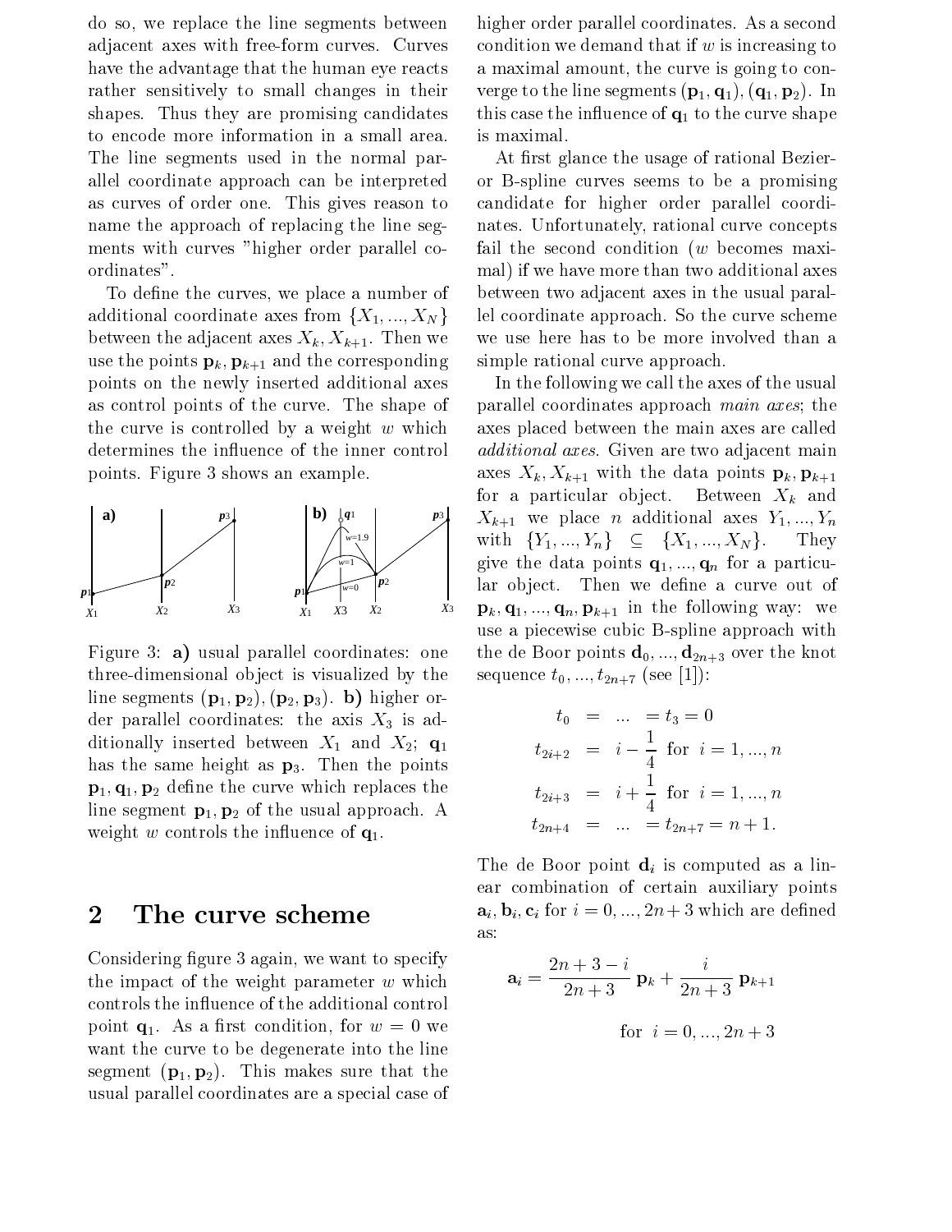do so, we replace the line segments between adjacent axes with free-form curves. Curves have the advantage that the human eye reacts rather sensitively to small changes in their shapes. Thus they are promising candidates to encode more information in a small area. The line segments used in the normal parallel coordinate approach can be interpreted as curves of order one. This gives reason to name the approach of replacing the line segments with curves "higher order parallel coordinates".

To define the curves, we place a number of additional coordinate axes from $\{X_1, ..., X_N\}$ between the adjacent axes $X_k, X_{k+1}$. Then we use the points $\mathbf{p}_k, \mathbf{p}_{k+1}$ and the corresponding points on the newly inserted additional axes as control points of the curve. The shape of the curve is controlled by a weight $w$ which determines the influence of the inner control points. Figure 3 shows an example.

Figure 3: **a)** usual parallel coordinates: one three-dimensional object is visualized by the line segments $(\mathbf{p}_1, \mathbf{p}_2), (\mathbf{p}_2, \mathbf{p}_3)$. **b)** higher order parallel coordinates: the axis $X_3$ is additionally inserted between $X_1$ and $X_2$; $\mathbf{q}_1$ has the same height as $\mathbf{p}_3$. Then the points $\mathbf{p}_1, \mathbf{q}_1, \mathbf{p}_2$ define the curve which replaces the line segment $\mathbf{p}_1, \mathbf{p}_2$ of the usual approach. A weight $w$ controls the influence of $\mathbf{q}_1$.

## 2 The curve scheme

Considering figure 3 again, we want to specify the impact of the weight parameter $w$ which controls the influence of the additional control point $\mathbf{q}_1$. As a first condition, for $w = 0$ we want the curve to be degenerate into the line segment $(\mathbf{p}_1, \mathbf{p}_2)$. This makes sure that the usual parallel coordinates are a special case of higher order parallel coordinates. As a second condition we demand that if $w$ is increasing to a maximal amount, the curve is going to converge to the line segments $(\mathbf{p}_1, \mathbf{q}_1), (\mathbf{q}_1, \mathbf{p}_2)$. In this case the influence of $\mathbf{q}_1$ to the curve shape is maximal.

At first glance the usage of rational Bezier- or B-spline curves seems to be a promising candidate for higher order parallel coordinates. Unfortunately, rational curve concepts fail the second condition ($w$ becomes maximal) if we have more than two additional axes between two adjacent axes in the usual parallel coordinate approach. So the curve scheme we use here has to be more involved than a simple rational curve approach.

In the following we call the axes of the usual parallel coordinates approach *main axes*; the axes placed between the main axes are called *additional axes*. Given are two adjacent main axes $X_k, X_{k+1}$ with the data points $\mathbf{p}_k, \mathbf{p}_{k+1}$ for a particular object. Between $X_k$ and $X_{k+1}$ we place $n$ additional axes $Y_1, ..., Y_n$ with $\{Y_1, ..., Y_n\} \subseteq \{X_1, ..., X_N\}$. They give the data points $\mathbf{q}_1, ..., \mathbf{q}_n$ for a particular object. Then we define a curve out of $\mathbf{p}_k, \mathbf{q}_1, ..., \mathbf{q}_n, \mathbf{p}_{k+1}$ in the following way: we use a piecewise cubic B-spline approach with the de Boor points $\mathbf{d}_0, ..., \mathbf{d}_{2n+3}$ over the knot sequence $t_0, ..., t_{2n+7}$ (see [1]):

$$
\begin{aligned}
t_0 &= \ ... \ = t_3 = 0 \\
t_{2i+2} &= i - \frac{1}{4} \ \text{ for } \ i = 1, ..., n \\
t_{2i+3} &= i + \frac{1}{4} \ \text{ for } \ i = 1, ..., n \\
t_{2n+4} &= \ ... \ = t_{2n+7} = n + 1.
\end{aligned}
$$

The de Boor point $\mathbf{d}_i$ is computed as a linear combination of certain auxiliary points $\mathbf{a}_i, \mathbf{b}_i, \mathbf{c}_i$ for $i = 0, ..., 2n+3$ which are defined as:

$$
\mathbf{a}_i = \frac{2n+3-i}{2n+3} \, \mathbf{p}_k + \frac{i}{2n+3} \, \mathbf{p}_{k+1}
$$

$$
\text{for } \ i = 0, ..., 2n+3
$$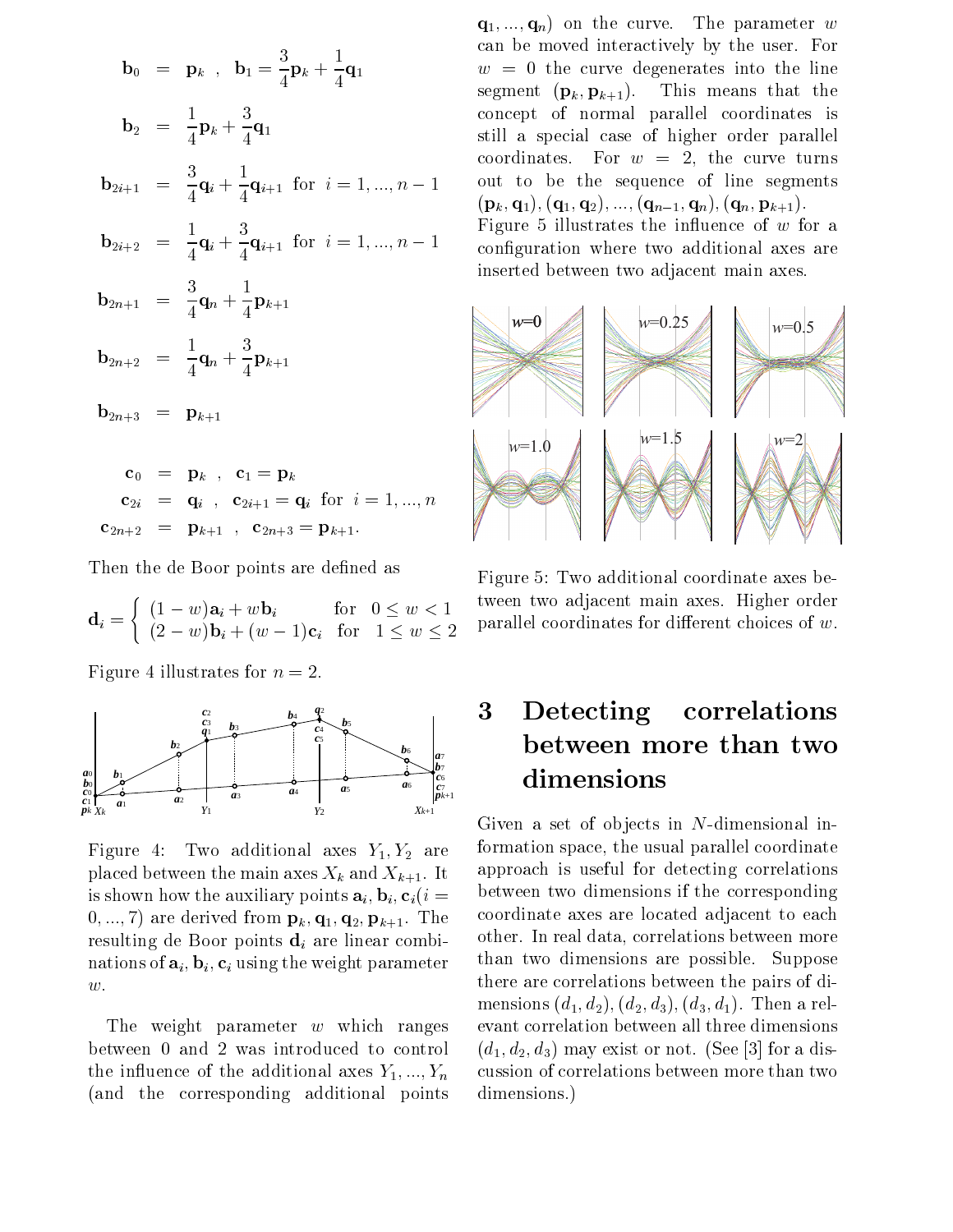$$
\begin{aligned}
\mathbf{b}_0 &= \mathbf{p}_k \;,\;\; \mathbf{b}_1 = \frac{3}{4}\mathbf{p}_k + \frac{1}{4}\mathbf{q}_1 \\
\mathbf{b}_2 &= \frac{1}{4}\mathbf{p}_k + \frac{3}{4}\mathbf{q}_1 \\
\mathbf{b}_{2i+1} &= \frac{3}{4}\mathbf{q}_i + \frac{1}{4}\mathbf{q}_{i+1} \;\text{ for }\; i = 1, ..., n-1 \\
\mathbf{b}_{2i+2} &= \frac{1}{4}\mathbf{q}_i + \frac{3}{4}\mathbf{q}_{i+1} \;\text{ for }\; i = 1, ..., n-1 \\
\mathbf{b}_{2n+1} &= \frac{3}{4}\mathbf{q}_n + \frac{1}{4}\mathbf{p}_{k+1} \\
\mathbf{b}_{2n+2} &= \frac{1}{4}\mathbf{q}_n + \frac{3}{4}\mathbf{p}_{k+1} \\
\mathbf{b}_{2n+3} &= \mathbf{p}_{k+1}
\end{aligned}
$$

$$
\begin{aligned}
\mathbf{c}_0 &= \mathbf{p}_k \;,\;\; \mathbf{c}_1 = \mathbf{p}_k \\
\mathbf{c}_{2i} &= \mathbf{q}_i \;,\;\; \mathbf{c}_{2i+1} = \mathbf{q}_i \;\text{ for }\; i = 1, ..., n \\
\mathbf{c}_{2n+2} &= \mathbf{p}_{k+1} \;,\;\; \mathbf{c}_{2n+3} = \mathbf{p}_{k+1}.
\end{aligned}
$$

Then the de Boor points are defined as

$$
\mathbf{d}_i = \begin{cases} (1-w)\mathbf{a}_i + w\mathbf{b}_i & \text{for } \; 0 \le w < 1 \\ (2-w)\mathbf{b}_i + (w-1)\mathbf{c}_i & \text{for } \; 1 \le w \le 2 \end{cases}
$$

Figure 4 illustrates for $n = 2$.

Figure 4: Two additional axes $Y_1, Y_2$ are placed between the main axes $X_k$ and $X_{k+1}$. It is shown how the auxiliary points $\mathbf{a}_i, \mathbf{b}_i, \mathbf{c}_i (i = 0, ..., 7)$ are derived from $\mathbf{p}_k, \mathbf{q}_1, \mathbf{q}_2, \mathbf{p}_{k+1}$. The resulting de Boor points $\mathbf{d}_i$ are linear combinations of $\mathbf{a}_i, \mathbf{b}_i, \mathbf{c}_i$ using the weight parameter $w$.

The weight parameter $w$ which ranges between 0 and 2 was introduced to control the influence of the additional axes $Y_1, ..., Y_n$ (and the corresponding additional points $\mathbf{q}_1, ..., \mathbf{q}_n$) on the curve. The parameter $w$ can be moved interactively by the user. For $w = 0$ the curve degenerates into the line segment $(\mathbf{p}_k, \mathbf{p}_{k+1})$. This means that the concept of normal parallel coordinates is still a special case of higher order parallel coordinates. For $w = 2$, the curve turns out to be the sequence of line segments $(\mathbf{p}_k, \mathbf{q}_1), (\mathbf{q}_1, \mathbf{q}_2), ..., (\mathbf{q}_{n-1}, \mathbf{q}_n), (\mathbf{q}_n, \mathbf{p}_{k+1})$. Figure 5 illustrates the influence of $w$ for a configuration where two additional axes are inserted between two adjacent main axes.

Figure 5: Two additional coordinate axes between two adjacent main axes. Higher order parallel coordinates for different choices of $w$.

## 3 Detecting correlations between more than two dimensions

Given a set of objects in $N$-dimensional information space, the usual parallel coordinate approach is useful for detecting correlations between two dimensions if the corresponding coordinate axes are located adjacent to each other. In real data, correlations between more than two dimensions are possible. Suppose there are correlations between the pairs of dimensions $(d_1, d_2), (d_2, d_3), (d_3, d_1)$. Then a relevant correlation between all three dimensions $(d_1, d_2, d_3)$ may exist or not. (See [3] for a discussion of correlations between more than two dimensions.)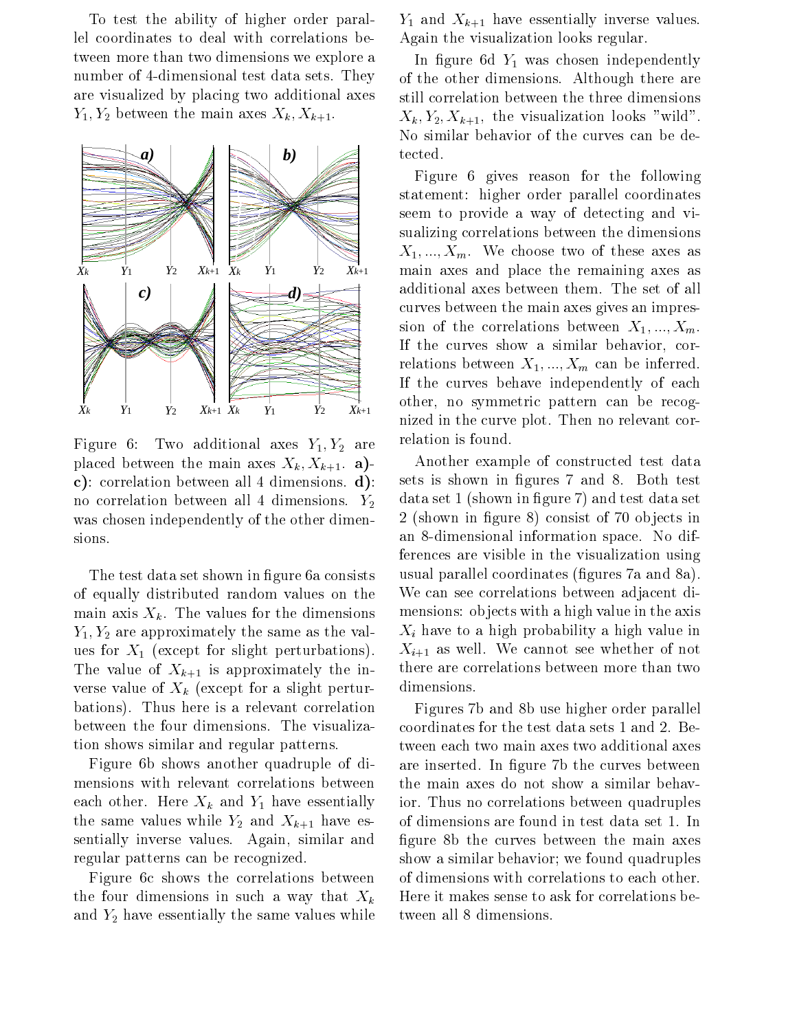To test the ability of higher order parallel coordinates to deal with correlations between more than two dimensions we explore a number of 4-dimensional test data sets. They are visualized by placing two additional axes $Y_1, Y_2$ between the main axes $X_k, X_{k+1}$.

Figure 6: Two additional axes $Y_1, Y_2$ are placed between the main axes $X_k, X_{k+1}$. **a)**-**c)**: correlation between all 4 dimensions. **d)**: no correlation between all 4 dimensions. $Y_2$ was chosen independently of the other dimensions.

The test data set shown in figure 6a consists of equally distributed random values on the main axis $X_k$. The values for the dimensions $Y_1, Y_2$ are approximately the same as the values for $X_1$ (except for slight perturbations). The value of $X_{k+1}$ is approximately the inverse value of $X_k$ (except for a slight perturbations). Thus here is a relevant correlation between the four dimensions. The visualization shows similar and regular patterns.

Figure 6b shows another quadruple of dimensions with relevant correlations between each other. Here $X_k$ and $Y_1$ have essentially the same values while $Y_2$ and $X_{k+1}$ have essentially inverse values. Again, similar and regular patterns can be recognized.

Figure 6c shows the correlations between the four dimensions in such a way that $X_k$ and $Y_2$ have essentially the same values while $Y_1$ and $X_{k+1}$ have essentially inverse values. Again the visualization looks regular.

In figure 6d $Y_1$ was chosen independently of the other dimensions. Although there are still correlation between the three dimensions $X_k, Y_2, X_{k+1}$, the visualization looks "wild". No similar behavior of the curves can be detected.

Figure 6 gives reason for the following statement: higher order parallel coordinates seem to provide a way of detecting and visualizing correlations between the dimensions $X_1, ..., X_m$. We choose two of these axes as main axes and place the remaining axes as additional axes between them. The set of all curves between the main axes gives an impression of the correlations between $X_1, ..., X_m$. If the curves show a similar behavior, correlations between $X_1, ..., X_m$ can be inferred. If the curves behave independently of each other, no symmetric pattern can be recognized in the curve plot. Then no relevant correlation is found.

Another example of constructed test data sets is shown in figures 7 and 8. Both test data set 1 (shown in figure 7) and test data set 2 (shown in figure 8) consist of 70 objects in an 8-dimensional information space. No differences are visible in the visualization using usual parallel coordinates (figures 7a and 8a). We can see correlations between adjacent dimensions: objects with a high value in the axis $X_i$ have to a high probability a high value in $X_{i+1}$ as well. We cannot see whether of not there are correlations between more than two dimensions.

Figures 7b and 8b use higher order parallel coordinates for the test data sets 1 and 2. Between each two main axes two additional axes are inserted. In figure 7b the curves between the main axes do not show a similar behavior. Thus no correlations between quadruples of dimensions are found in test data set 1. In figure 8b the curves between the main axes show a similar behavior; we found quadruples of dimensions with correlations to each other. Here it makes sense to ask for correlations between all 8 dimensions.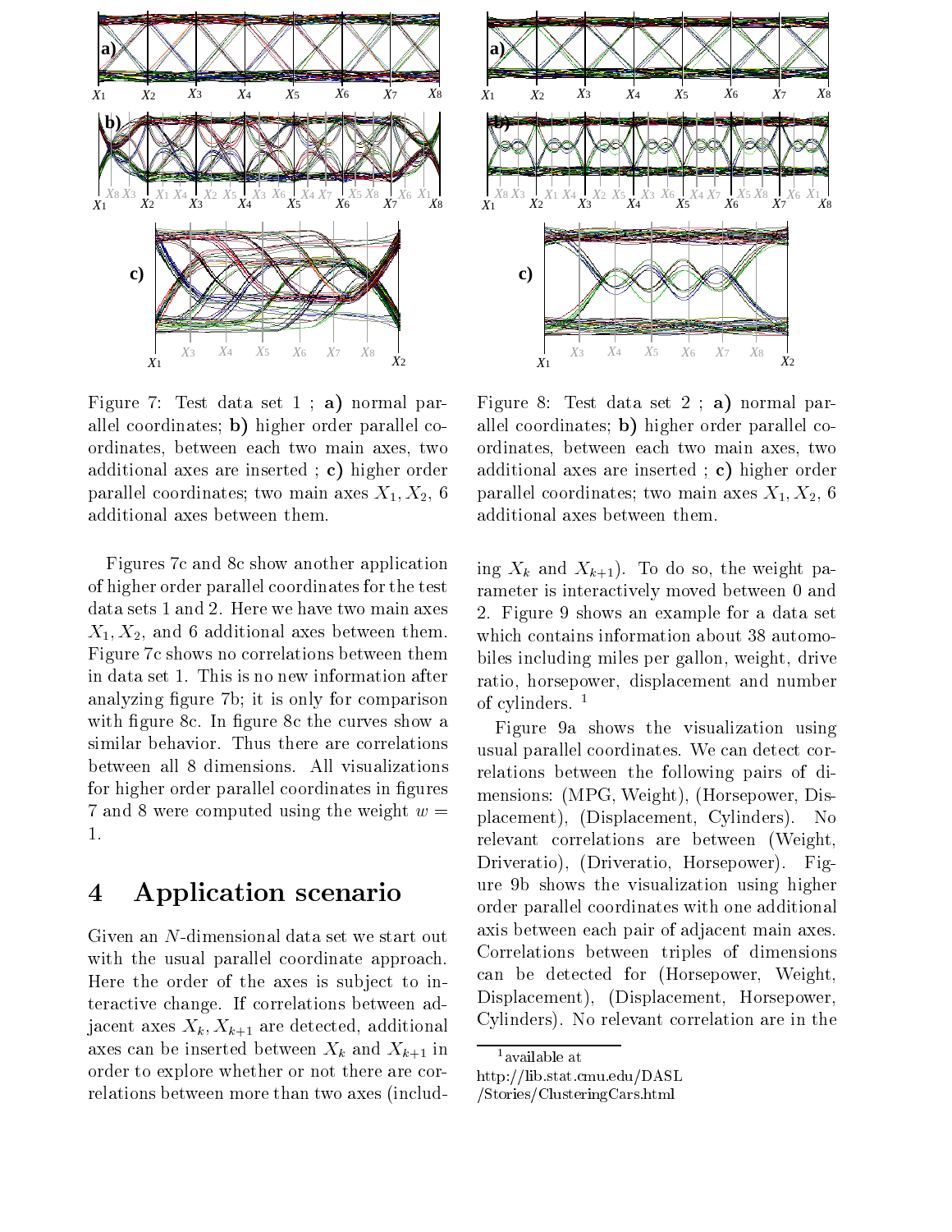Figure 7: Test data set 1 ; **a)** normal parallel coordinates; **b)** higher order parallel coordinates, between each two main axes, two additional axes are inserted ; **c)** higher order parallel coordinates; two main axes $X_1, X_2$, 6 additional axes between them.

Figure 8: Test data set 2 ; **a)** normal parallel coordinates; **b)** higher order parallel coordinates, between each two main axes, two additional axes are inserted ; **c)** higher order parallel coordinates; two main axes $X_1, X_2$, 6 additional axes between them.

Figures 7c and 8c show another application of higher order parallel coordinates for the test data sets 1 and 2. Here we have two main axes $X_1, X_2$, and 6 additional axes between them. Figure 7c shows no correlations between them in data set 1. This is no new information after analyzing figure 7b; it is only for comparison with figure 8c. In figure 8c the curves show a similar behavior. Thus there are correlations between all 8 dimensions. All visualizations for higher order parallel coordinates in figures 7 and 8 were computed using the weight $w = 1$.

# 4 Application scenario

Given an $N$-dimensional data set we start out with the usual parallel coordinate approach. Here the order of the axes is subject to interactive change. If correlations between adjacent axes $X_k, X_{k+1}$ are detected, additional axes can be inserted between $X_k$ and $X_{k+1}$ in order to explore whether or not there are correlations between more than two axes (including $X_k$ and $X_{k+1}$). To do so, the weight parameter is interactively moved between 0 and 2. Figure 9 shows an example for a data set which contains information about 38 automobiles including miles per gallon, weight, drive ratio, horsepower, displacement and number of cylinders. [1]

Figure 9a shows the visualization using usual parallel coordinates. We can detect correlations between the following pairs of dimensions: (MPG, Weight), (Horsepower, Displacement), (Displacement, Cylinders). No relevant correlations are between (Weight, Driveratio), (Driveratio, Horsepower). Figure 9b shows the visualization using higher order parallel coordinates with one additional axis between each pair of adjacent main axes. Correlations between triples of dimensions can be detected for (Horsepower, Weight, Displacement), (Displacement, Horsepower, Cylinders). No relevant correlation are in the

[1] available at http://lib.stat.cmu.edu/DASL /Stories/ClusteringCars.html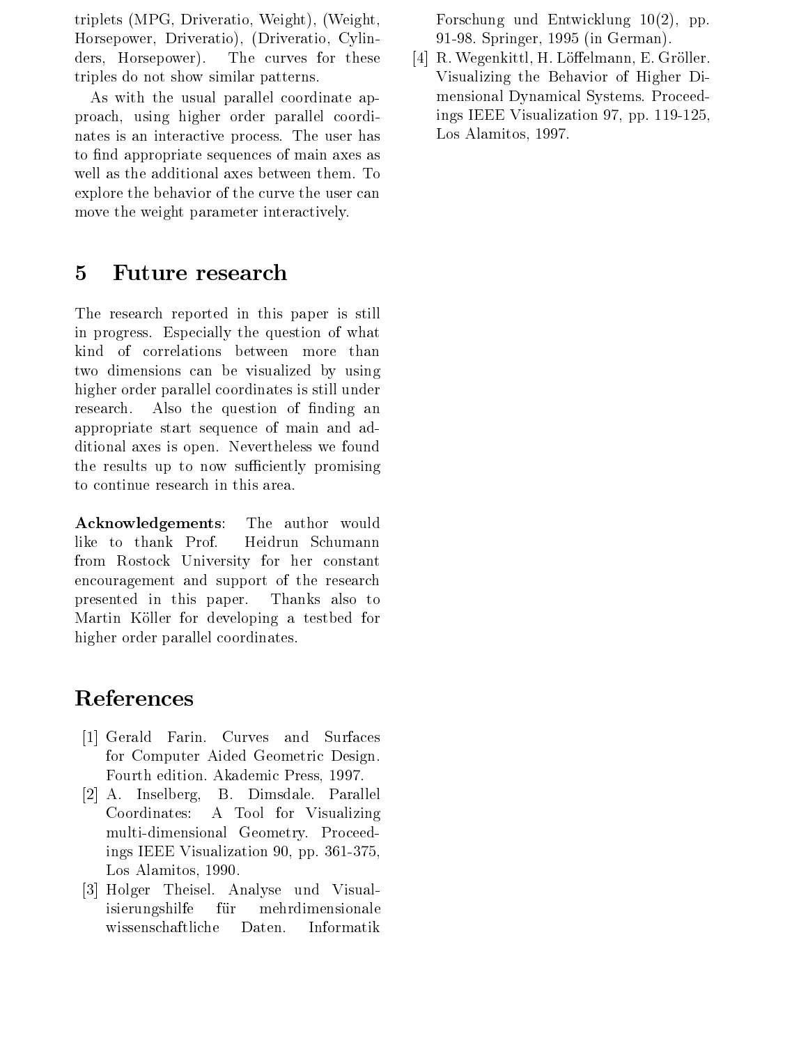triplets (MPG, Driveratio, Weight), (Weight, Horsepower, Driveratio), (Driveratio, Cylinders, Horsepower). The curves for these triples do not show similar patterns.

As with the usual parallel coordinate approach, using higher order parallel coordinates is an interactive process. The user has to find appropriate sequences of main axes as well as the additional axes between them. To explore the behavior of the curve the user can move the weight parameter interactively.

## 5 Future research

The research reported in this paper is still in progress. Especially the question of what kind of correlations between more than two dimensions can be visualized by using higher order parallel coordinates is still under research. Also the question of finding an appropriate start sequence of main and additional axes is open. Nevertheless we found the results up to now sufficiently promising to continue research in this area.

**Acknowledgements**: The author would like to thank Prof. Heidrun Schumann from Rostock University for her constant encouragement and support of the research presented in this paper. Thanks also to Martin Köller for developing a testbed for higher order parallel coordinates.

## References

[1] Gerald Farin. Curves and Surfaces for Computer Aided Geometric Design. Fourth edition. Akademic Press, 1997.

[2] A. Inselberg, B. Dimsdale. Parallel Coordinates: A Tool for Visualizing multi-dimensional Geometry. Proceedings IEEE Visualization 90, pp. 361-375, Los Alamitos, 1990.

[3] Holger Theisel. Analyse und Visualisierungshilfe für mehrdimensionale wissenschaftliche Daten. Informatik Forschung und Entwicklung 10(2), pp. 91-98. Springer, 1995 (in German).

[4] R. Wegenkittl, H. Löffelmann, E. Gröller. Visualizing the Behavior of Higher Dimensional Dynamical Systems. Proceedings IEEE Visualization 97, pp. 119-125, Los Alamitos, 1997.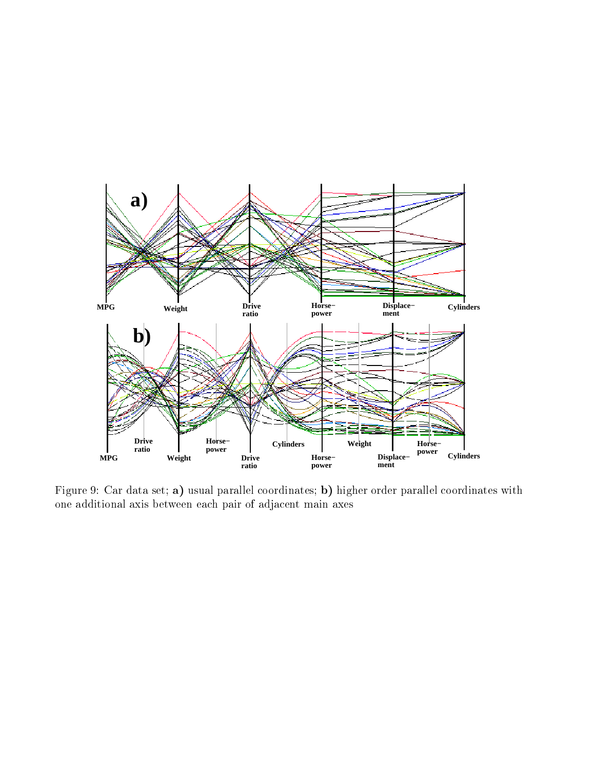a)

MPG

Weight

Drive ratio

Horse– power

Displace– ment

Cylinders

b)

MPG

Drive ratio

Weight

Horse– power

Drive ratio

Cylinders

Horse– power

Weight

Displace– ment

Horse– power

Cylinders

Figure 9: Car data set; **a)** usual parallel coordinates; **b)** higher order parallel coordinates with one additional axis between each pair of adjacent main axes